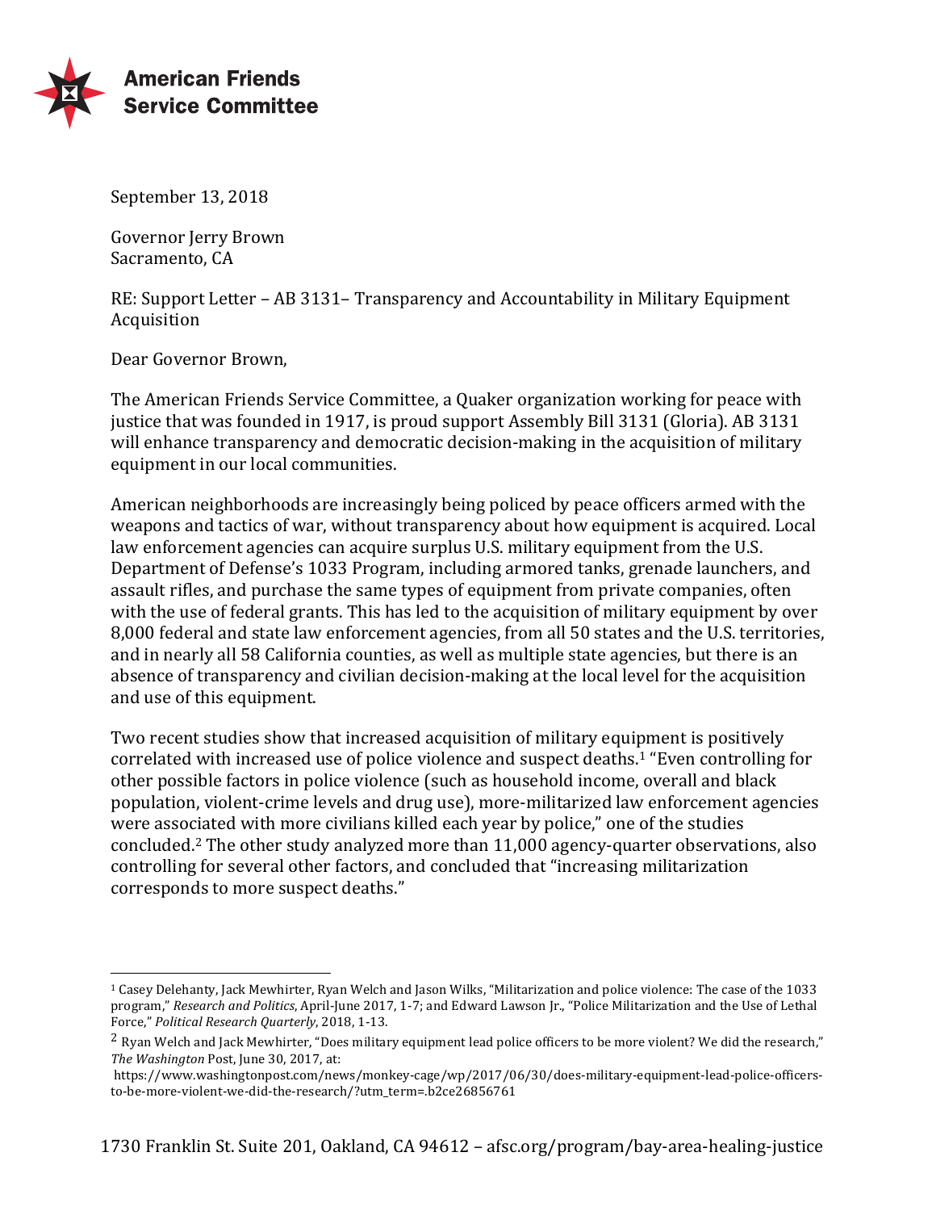**American Friends Service Committee**

September 13, 2018

Governor Jerry Brown
Sacramento, CA

RE: Support Letter – AB 3131– Transparency and Accountability in Military Equipment Acquisition

Dear Governor Brown,

The American Friends Service Committee, a Quaker organization working for peace with justice that was founded in 1917, is proud support Assembly Bill 3131 (Gloria). AB 3131 will enhance transparency and democratic decision-making in the acquisition of military equipment in our local communities.

American neighborhoods are increasingly being policed by peace officers armed with the weapons and tactics of war, without transparency about how equipment is acquired. Local law enforcement agencies can acquire surplus U.S. military equipment from the U.S. Department of Defense's 1033 Program, including armored tanks, grenade launchers, and assault rifles, and purchase the same types of equipment from private companies, often with the use of federal grants. This has led to the acquisition of military equipment by over 8,000 federal and state law enforcement agencies, from all 50 states and the U.S. territories, and in nearly all 58 California counties, as well as multiple state agencies, but there is an absence of transparency and civilian decision-making at the local level for the acquisition and use of this equipment.

Two recent studies show that increased acquisition of military equipment is positively correlated with increased use of police violence and suspect deaths.[1] "Even controlling for other possible factors in police violence (such as household income, overall and black population, violent-crime levels and drug use), more-militarized law enforcement agencies were associated with more civilians killed each year by police," one of the studies concluded.[2] The other study analyzed more than 11,000 agency-quarter observations, also controlling for several other factors, and concluded that "increasing militarization corresponds to more suspect deaths."

---

[1] Casey Delehanty, Jack Mewhirter, Ryan Welch and Jason Wilks, "Militarization and police violence: The case of the 1033 program," *Research and Politics*, April-June 2017, 1-7; and Edward Lawson Jr., "Police Militarization and the Use of Lethal Force," *Political Research Quarterly*, 2018, 1-13.

[2] Ryan Welch and Jack Mewhirter, "Does military equipment lead police officers to be more violent? We did the research," *The Washington* Post, June 30, 2017, at: https://www.washingtonpost.com/news/monkey-cage/wp/2017/06/30/does-military-equipment-lead-police-officers-to-be-more-violent-we-did-the-research/?utm_term=.b2ce26856761

1730 Franklin St. Suite 201, Oakland, CA 94612 – afsc.org/program/bay-area-healing-justice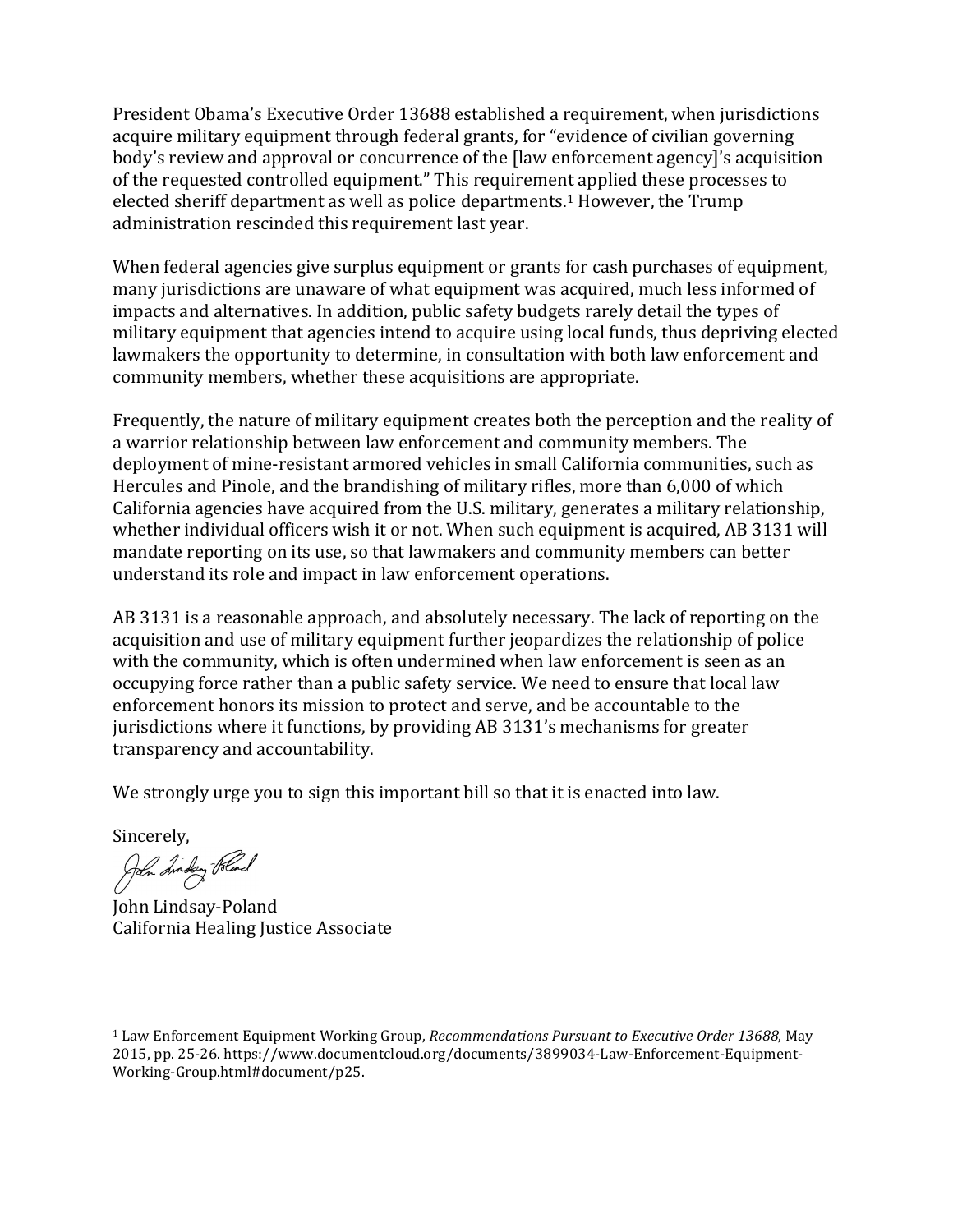President Obama's Executive Order 13688 established a requirement, when jurisdictions acquire military equipment through federal grants, for "evidence of civilian governing body's review and approval or concurrence of the [law enforcement agency]'s acquisition of the requested controlled equipment." This requirement applied these processes to elected sheriff department as well as police departments.[1] However, the Trump administration rescinded this requirement last year.

When federal agencies give surplus equipment or grants for cash purchases of equipment, many jurisdictions are unaware of what equipment was acquired, much less informed of impacts and alternatives. In addition, public safety budgets rarely detail the types of military equipment that agencies intend to acquire using local funds, thus depriving elected lawmakers the opportunity to determine, in consultation with both law enforcement and community members, whether these acquisitions are appropriate.

Frequently, the nature of military equipment creates both the perception and the reality of a warrior relationship between law enforcement and community members. The deployment of mine-resistant armored vehicles in small California communities, such as Hercules and Pinole, and the brandishing of military rifles, more than 6,000 of which California agencies have acquired from the U.S. military, generates a military relationship, whether individual officers wish it or not. When such equipment is acquired, AB 3131 will mandate reporting on its use, so that lawmakers and community members can better understand its role and impact in law enforcement operations.

AB 3131 is a reasonable approach, and absolutely necessary. The lack of reporting on the acquisition and use of military equipment further jeopardizes the relationship of police with the community, which is often undermined when law enforcement is seen as an occupying force rather than a public safety service. We need to ensure that local law enforcement honors its mission to protect and serve, and be accountable to the jurisdictions where it functions, by providing AB 3131's mechanisms for greater transparency and accountability.

We strongly urge you to sign this important bill so that it is enacted into law.

Sincerely,

John Lindsay-Poland
California Healing Justice Associate

---

[1] Law Enforcement Equipment Working Group, *Recommendations Pursuant to Executive Order 13688*, May 2015, pp. 25-26. https://www.documentcloud.org/documents/3899034-Law-Enforcement-Equipment-Working-Group.html#document/p25.